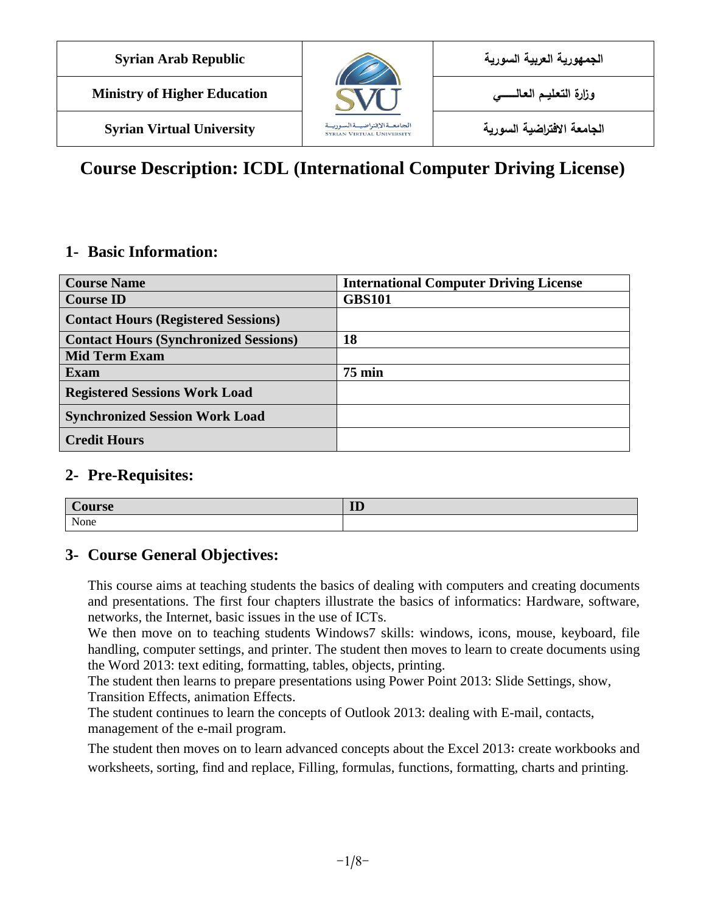| Syrian Arab Republic | | الجمهورية العربية السورية |
|---|---|---|
| Ministry of Higher Education | | وزارة التعليم العالـــــي |
| Syrian Virtual University | | الجامعة الافتراضية السورية |

# Course Description: ICDL (International Computer Driving License)

## 1- Basic Information:

| Course Name | International Computer Driving License |
|---|---|
| Course ID | GBS101 |
| Contact Hours (Registered Sessions) | |
| Contact Hours (Synchronized Sessions) | 18 |
| Mid Term Exam | |
| Exam | 75 min |
| Registered Sessions Work Load | |
| Synchronized Session Work Load | |
| Credit Hours | |

## 2- Pre-Requisites:

| Course | ID |
|---|---|
| None | |

## 3- Course General Objectives:

This course aims at teaching students the basics of dealing with computers and creating documents and presentations. The first four chapters illustrate the basics of informatics: Hardware, software, networks, the Internet, basic issues in the use of ICTs.

We then move on to teaching students Windows7 skills: windows, icons, mouse, keyboard, file handling, computer settings, and printer. The student then moves to learn to create documents using the Word 2013: text editing, formatting, tables, objects, printing.

The student then learns to prepare presentations using Power Point 2013: Slide Settings, show, Transition Effects, animation Effects.

The student continues to learn the concepts of Outlook 2013: dealing with E-mail, contacts, management of the e-mail program.

The student then moves on to learn advanced concepts about the Excel 2013: create workbooks and worksheets, sorting, find and replace, Filling, formulas, functions, formatting, charts and printing.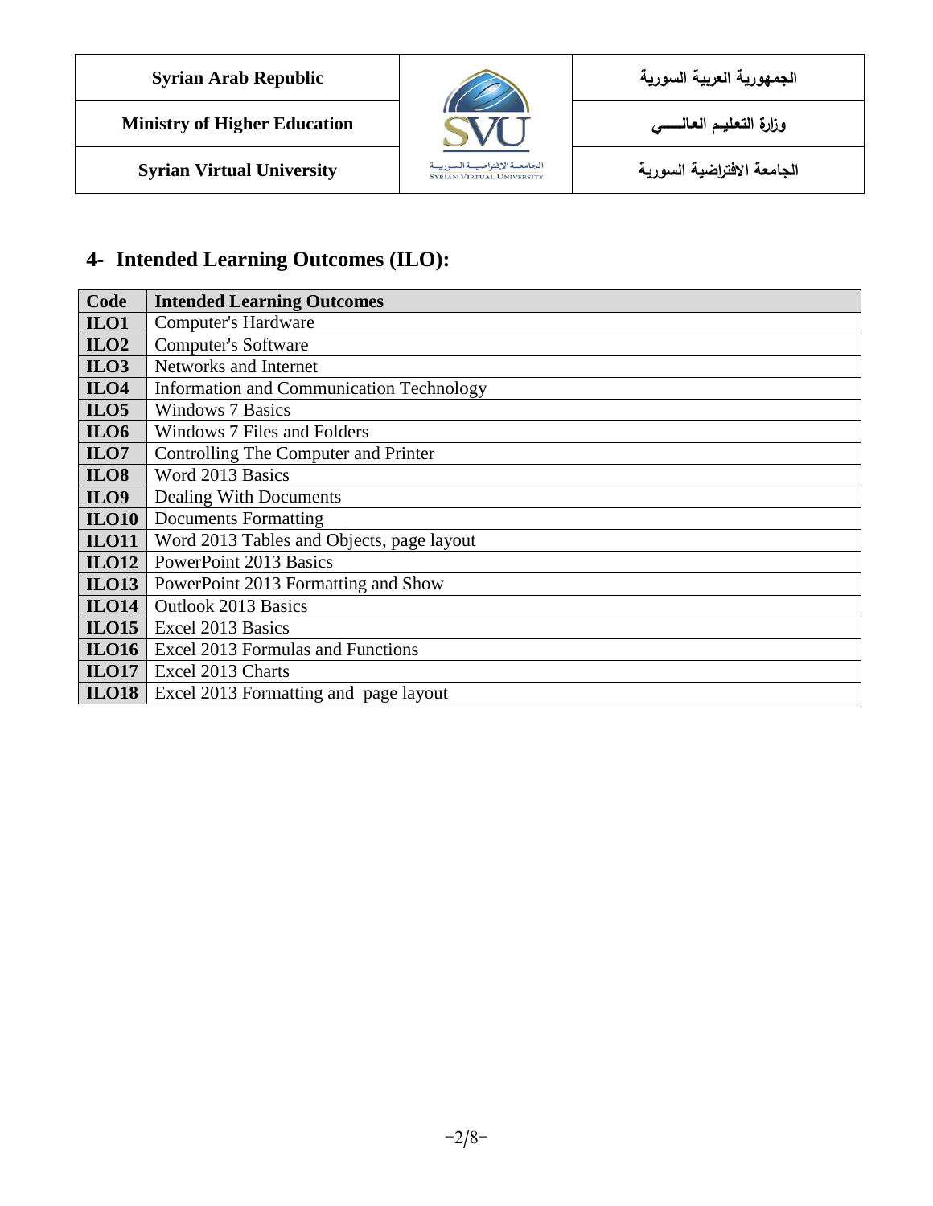## 4- Intended Learning Outcomes (ILO):

| Code | Intended Learning Outcomes |
|---|---|
| **ILO1** | Computer's Hardware |
| **ILO2** | Computer's Software |
| **ILO3** | Networks and Internet |
| **ILO4** | Information and Communication Technology |
| **ILO5** | Windows 7 Basics |
| **ILO6** | Windows 7 Files and Folders |
| **ILO7** | Controlling The Computer and Printer |
| **ILO8** | Word 2013 Basics |
| **ILO9** | Dealing With Documents |
| **ILO10** | Documents Formatting |
| **ILO11** | Word 2013 Tables and Objects, page layout |
| **ILO12** | PowerPoint 2013 Basics |
| **ILO13** | PowerPoint 2013 Formatting and Show |
| **ILO14** | Outlook 2013 Basics |
| **ILO15** | Excel 2013 Basics |
| **ILO16** | Excel 2013 Formulas and Functions |
| **ILO17** | Excel 2013 Charts |
| **ILO18** | Excel 2013 Formatting and page layout |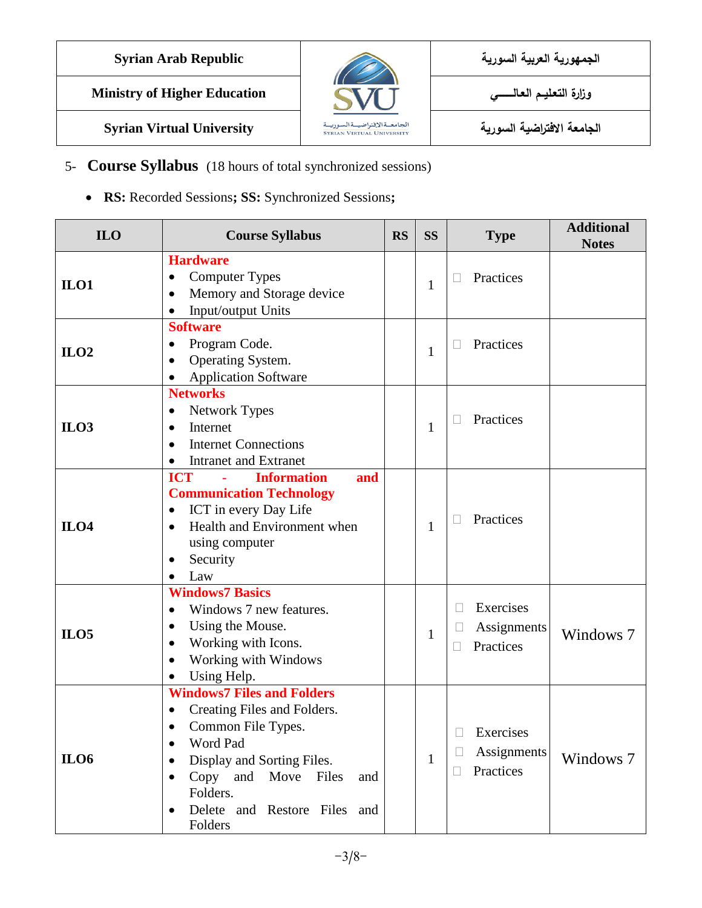| Syrian Arab Republic | | الجمهورية العربية السورية |
|---|---|---|
| Ministry of Higher Education | | وزارة التعليم العالـــــي |
| Syrian Virtual University | | الجامعة الافتراضية السورية |

5- **Course Syllabus** (18 hours of total synchronized sessions)

- **RS:** Recorded Sessions**; SS:** Synchronized Sessions**;**

| ILO | Course Syllabus | RS | SS | Type | Additional Notes |
|---|---|---|---|---|---|
| **ILO1** | **Hardware**<br>• Computer Types<br>• Memory and Storage device<br>• Input/output Units | | 1 | ☐ Practices | |
| **ILO2** | **Software**<br>• Program Code.<br>• Operating System.<br>• Application Software | | 1 | ☐ Practices | |
| **ILO3** | **Networks**<br>• Network Types<br>• Internet<br>• Internet Connections<br>• Intranet and Extranet | | 1 | ☐ Practices | |
| **ILO4** | **ICT - Information and Communication Technology**<br>• ICT in every Day Life<br>• Health and Environment when using computer<br>• Security<br>• Law | | 1 | ☐ Practices | |
| **ILO5** | **Windows7 Basics**<br>• Windows 7 new features.<br>• Using the Mouse.<br>• Working with Icons.<br>• Working with Windows<br>• Using Help. | | 1 | ☐ Exercises<br>☐ Assignments<br>☐ Practices | Windows 7 |
| **ILO6** | **Windows7 Files and Folders**<br>• Creating Files and Folders.<br>• Common File Types.<br>• Word Pad<br>• Display and Sorting Files.<br>• Copy and Move Files and Folders.<br>• Delete and Restore Files and Folders | | 1 | ☐ Exercises<br>☐ Assignments<br>☐ Practices | Windows 7 |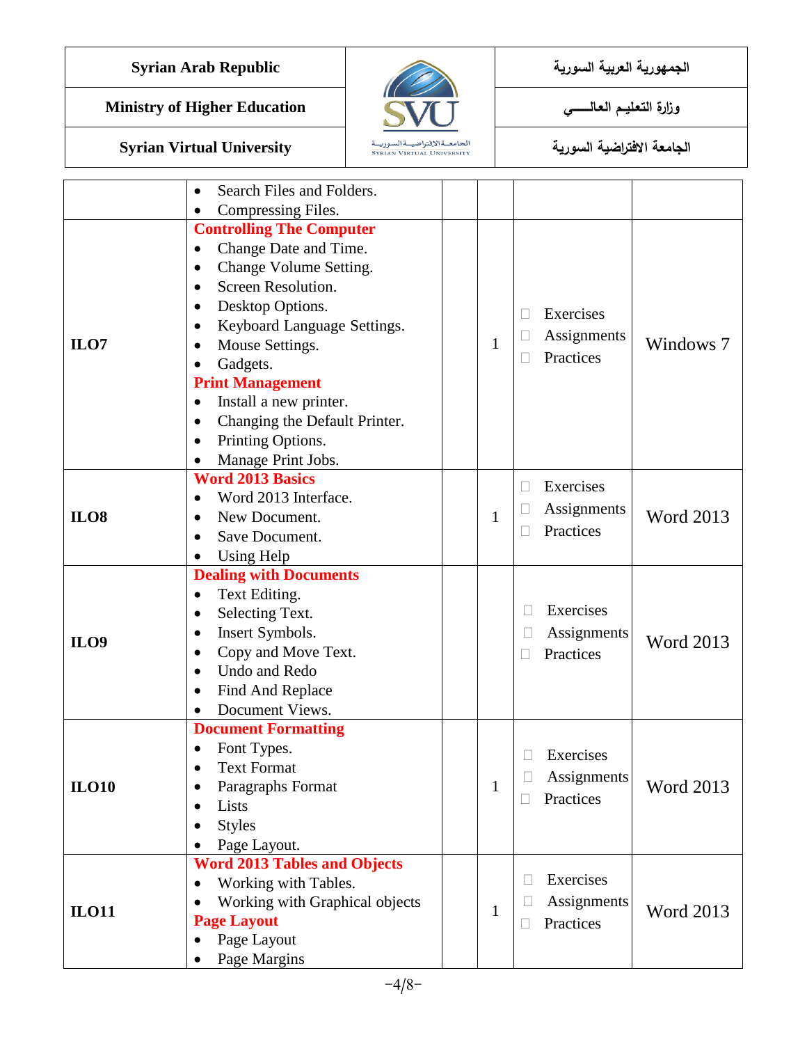| | | | | | |
|---|---|---|---|---|---|
| | • Search Files and Folders.<br>• Compressing Files. | | | | |
| **ILO7** | **Controlling The Computer**<br>• Change Date and Time.<br>• Change Volume Setting.<br>• Screen Resolution.<br>• Desktop Options.<br>• Keyboard Language Settings.<br>• Mouse Settings.<br>• Gadgets.<br>**Print Management**<br>• Install a new printer.<br>• Changing the Default Printer.<br>• Printing Options.<br>• Manage Print Jobs. | | 1 | ☐ Exercises<br>☐ Assignments<br>☐ Practices | Windows 7 |
| **ILO8** | **Word 2013 Basics**<br>• Word 2013 Interface.<br>• New Document.<br>• Save Document.<br>• Using Help | | 1 | ☐ Exercises<br>☐ Assignments<br>☐ Practices | Word 2013 |
| **ILO9** | **Dealing with Documents**<br>• Text Editing.<br>• Selecting Text.<br>• Insert Symbols.<br>• Copy and Move Text.<br>• Undo and Redo<br>• Find And Replace<br>• Document Views. | | | ☐ Exercises<br>☐ Assignments<br>☐ Practices | Word 2013 |
| **ILO10** | **Document Formatting**<br>• Font Types.<br>• Text Format<br>• Paragraphs Format<br>• Lists<br>• Styles<br>• Page Layout. | | 1 | ☐ Exercises<br>☐ Assignments<br>☐ Practices | Word 2013 |
| **ILO11** | **Word 2013 Tables and Objects**<br>• Working with Tables.<br>• Working with Graphical objects<br>**Page Layout**<br>• Page Layout<br>• Page Margins | | 1 | ☐ Exercises<br>☐ Assignments<br>☐ Practices | Word 2013 |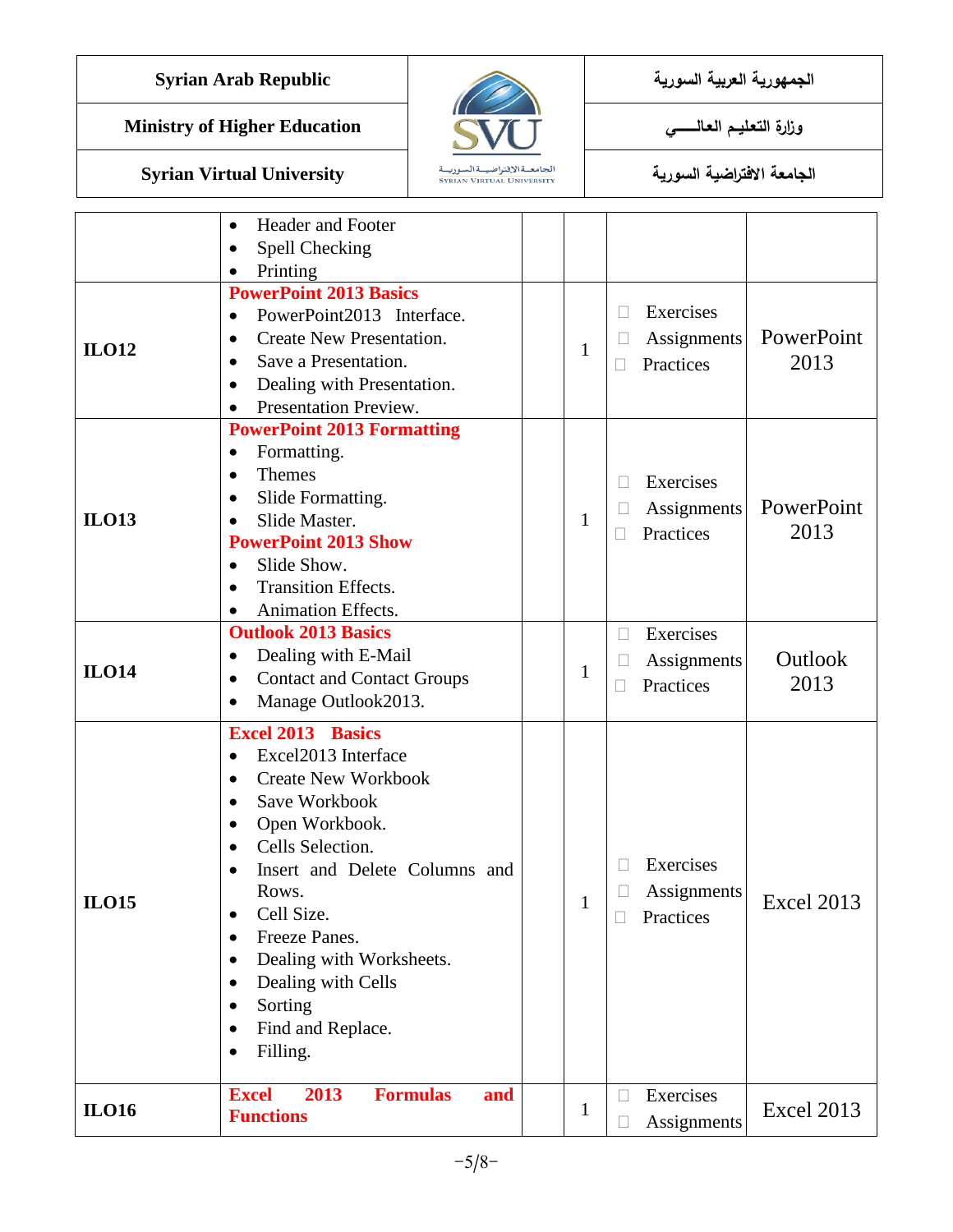| | | | | | |
|---|---|---|---|---|---|
| | • Header and Footer<br>• Spell Checking<br>• Printing | | | | |
| **ILO12** | **PowerPoint 2013 Basics**<br>• PowerPoint2013 Interface.<br>• Create New Presentation.<br>• Save a Presentation.<br>• Dealing with Presentation.<br>• Presentation Preview. | | 1 | □ Exercises<br>□ Assignments<br>□ Practices | PowerPoint 2013 |
| **ILO13** | **PowerPoint 2013 Formatting**<br>• Formatting.<br>• Themes<br>• Slide Formatting.<br>• Slide Master.<br>**PowerPoint 2013 Show**<br>• Slide Show.<br>• Transition Effects.<br>• Animation Effects. | | 1 | □ Exercises<br>□ Assignments<br>□ Practices | PowerPoint 2013 |
| **ILO14** | **Outlook 2013 Basics**<br>• Dealing with E-Mail<br>• Contact and Contact Groups<br>• Manage Outlook2013. | | 1 | □ Exercises<br>□ Assignments<br>□ Practices | Outlook 2013 |
| **ILO15** | **Excel 2013 Basics**<br>• Excel2013 Interface<br>• Create New Workbook<br>• Save Workbook<br>• Open Workbook.<br>• Cells Selection.<br>• Insert and Delete Columns and Rows.<br>• Cell Size.<br>• Freeze Panes.<br>• Dealing with Worksheets.<br>• Dealing with Cells<br>• Sorting<br>• Find and Replace.<br>• Filling. | | 1 | □ Exercises<br>□ Assignments<br>□ Practices | Excel 2013 |
| **ILO16** | **Excel 2013 Formulas and Functions** | | 1 | □ Exercises<br>□ Assignments | Excel 2013 |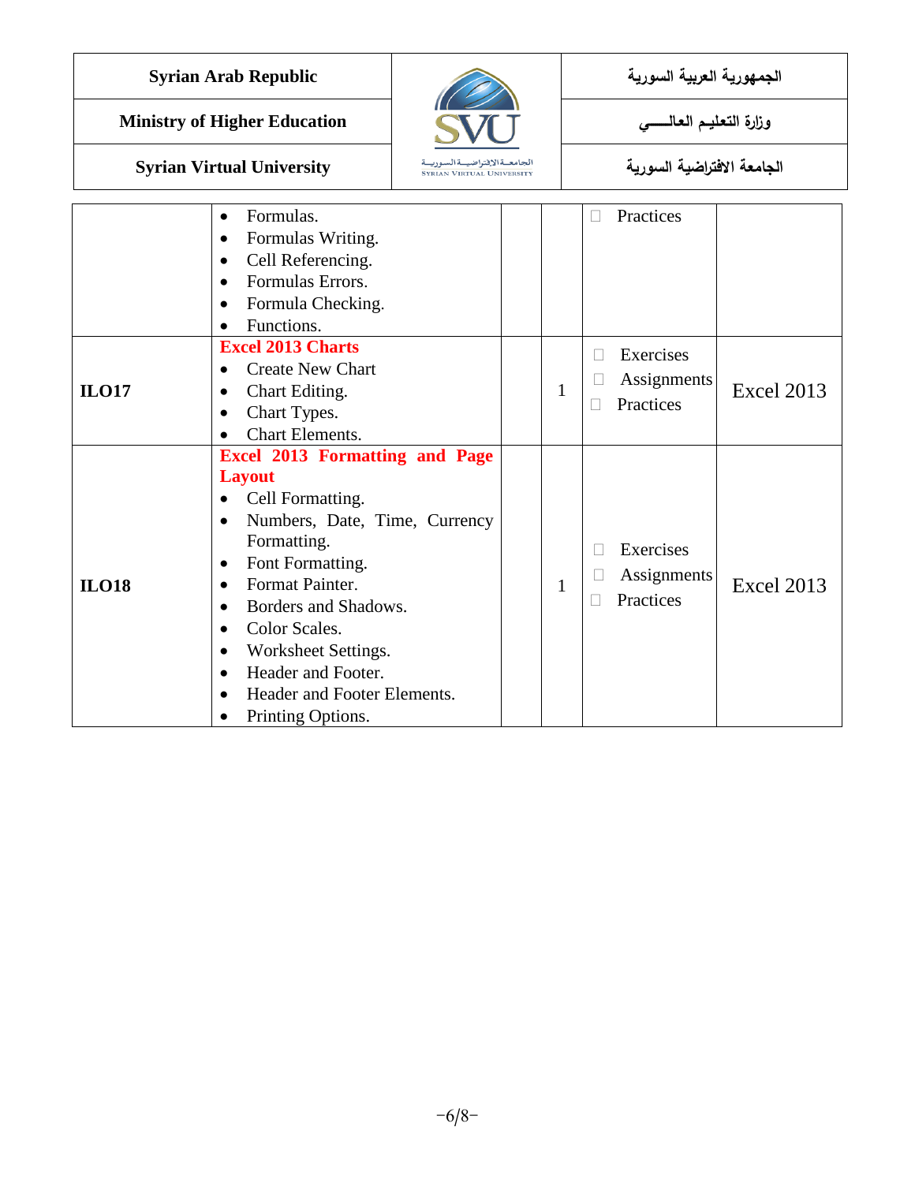| | | | | | |
|---|---|---|---|---|---|
| | • Formulas.<br>• Formulas Writing.<br>• Cell Referencing.<br>• Formulas Errors.<br>• Formula Checking.<br>• Functions. | | | □ Practices | |
| **ILO17** | **Excel 2013 Charts**<br>• Create New Chart<br>• Chart Editing.<br>• Chart Types.<br>• Chart Elements. | | 1 | □ Exercises<br>□ Assignments<br>□ Practices | Excel 2013 |
| **ILO18** | **Excel 2013 Formatting and Page Layout**<br>• Cell Formatting.<br>• Numbers, Date, Time, Currency Formatting.<br>• Font Formatting.<br>• Format Painter.<br>• Borders and Shadows.<br>• Color Scales.<br>• Worksheet Settings.<br>• Header and Footer.<br>• Header and Footer Elements.<br>• Printing Options. | | 1 | □ Exercises<br>□ Assignments<br>□ Practices | Excel 2013 |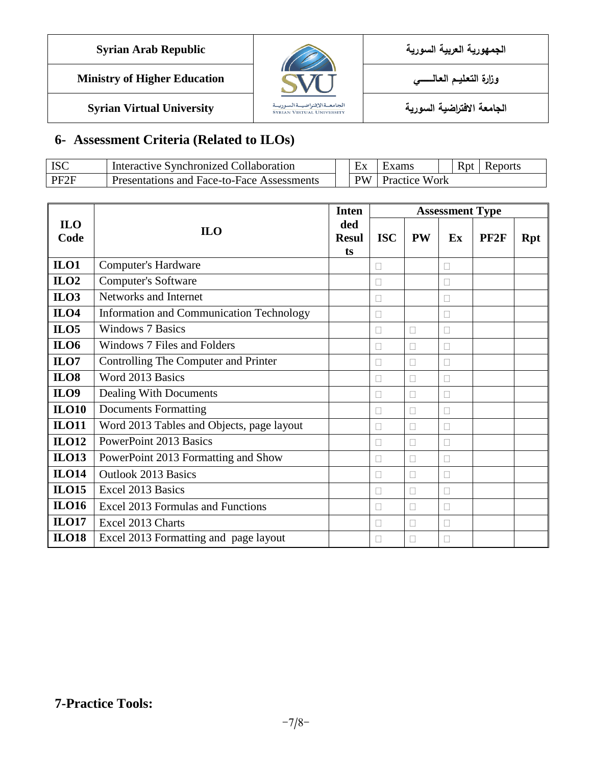## 6- Assessment Criteria (Related to ILOs)

| ISC | Interactive Synchronized Collaboration | | Ex | Exams | | Rpt | Reports |
|---|---|---|---|---|---|---|---|
| PF2F | Presentations and Face-to-Face Assessments | | PW | Practice Work | | | |

| ILO Code | ILO | Intended Results | Assessment Type | | | | |
|---|---|---|---|---|---|---|---|
| | | | ISC | PW | Ex | PF2F | Rpt |
| ILO1 | Computer's Hardware | | □ | | □ | | |
| ILO2 | Computer's Software | | □ | | □ | | |
| ILO3 | Networks and Internet | | □ | | □ | | |
| ILO4 | Information and Communication Technology | | □ | | □ | | |
| ILO5 | Windows 7 Basics | | □ | □ | □ | | |
| ILO6 | Windows 7 Files and Folders | | □ | □ | □ | | |
| ILO7 | Controlling The Computer and Printer | | □ | □ | □ | | |
| ILO8 | Word 2013 Basics | | □ | □ | □ | | |
| ILO9 | Dealing With Documents | | □ | □ | □ | | |
| ILO10 | Documents Formatting | | □ | □ | □ | | |
| ILO11 | Word 2013 Tables and Objects, page layout | | □ | □ | □ | | |
| ILO12 | PowerPoint 2013 Basics | | □ | □ | □ | | |
| ILO13 | PowerPoint 2013 Formatting and Show | | □ | □ | □ | | |
| ILO14 | Outlook 2013 Basics | | □ | □ | □ | | |
| ILO15 | Excel 2013 Basics | | □ | □ | □ | | |
| ILO16 | Excel 2013 Formulas and Functions | | □ | □ | □ | | |
| ILO17 | Excel 2013 Charts | | □ | □ | □ | | |
| ILO18 | Excel 2013 Formatting and page layout | | □ | □ | □ | | |

## 7-Practice Tools: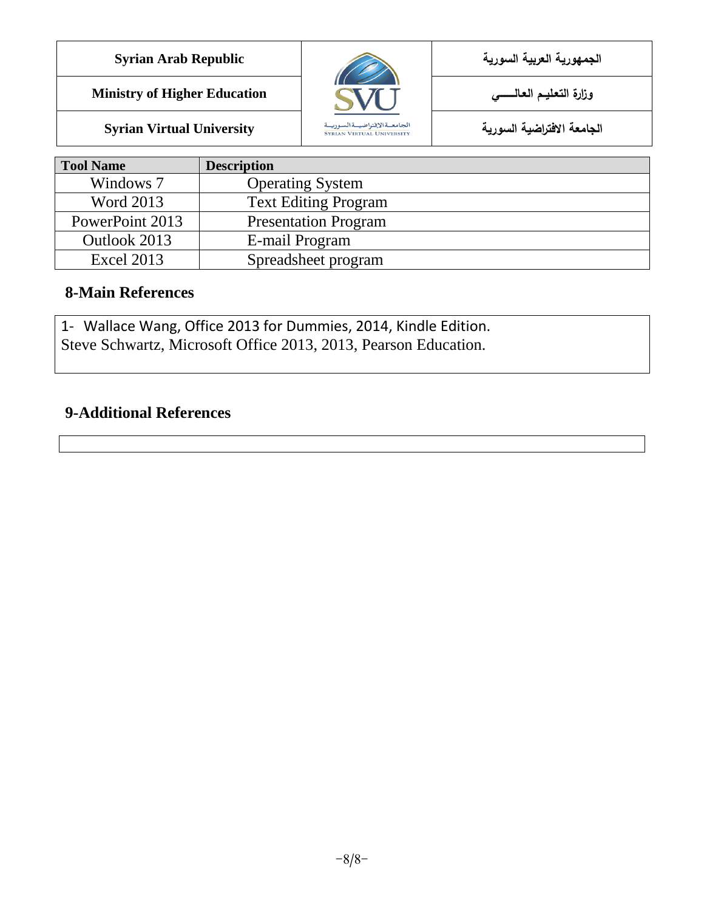| Tool Name | Description |
|---|---|
| Windows 7 | Operating System |
| Word 2013 | Text Editing Program |
| PowerPoint 2013 | Presentation Program |
| Outlook 2013 | E-mail Program |
| Excel 2013 | Spreadsheet program |

## 8-Main References

1- Wallace Wang, Office 2013 for Dummies, 2014, Kindle Edition.
Steve Schwartz, Microsoft Office 2013, 2013, Pearson Education.

## 9-Additional References